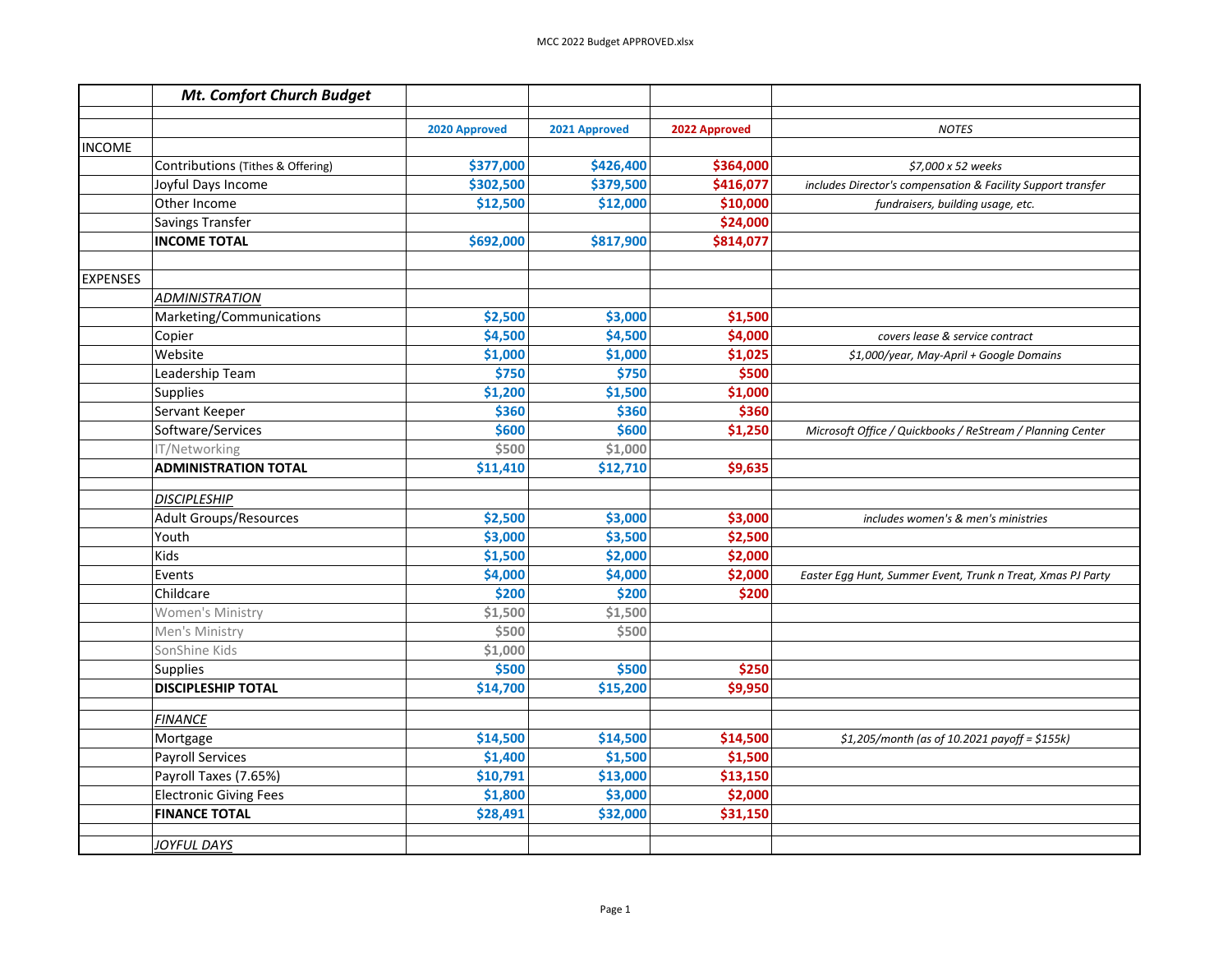| | *Mt. Comfort Church Budget* | | | | |
|---|---|---|---|---|---|
| | | **2020 Approved** | **2021 Approved** | **2022 Approved** | *NOTES* |
| INCOME | | | | | |
| | Contributions (Tithes & Offering) | **$377,000** | **$426,400** | **$364,000** | *$7,000 x 52 weeks* |
| | Joyful Days Income | **$302,500** | **$379,500** | **$416,077** | *includes Director's compensation & Facility Support transfer* |
| | Other Income | **$12,500** | **$12,000** | **$10,000** | *fundraisers, building usage, etc.* |
| | Savings Transfer | | | **$24,000** | |
| | **INCOME TOTAL** | **$692,000** | **$817,900** | **$814,077** | |
| | | | | | |
| EXPENSES | | | | | |
| | *ADMINISTRATION* | | | | |
| | Marketing/Communications | **$2,500** | **$3,000** | **$1,500** | |
| | Copier | **$4,500** | **$4,500** | **$4,000** | *covers lease & service contract* |
| | Website | **$1,000** | **$1,000** | **$1,025** | *$1,000/year, May-April + Google Domains* |
| | Leadership Team | **$750** | **$750** | **$500** | |
| | Supplies | **$1,200** | **$1,500** | **$1,000** | |
| | Servant Keeper | **$360** | **$360** | **$360** | |
| | Software/Services | **$600** | **$600** | **$1,250** | *Microsoft Office / Quickbooks / ReStream / Planning Center* |
| | IT/Networking | **$500** | **$1,000** | | |
| | **ADMINISTRATION TOTAL** | **$11,410** | **$12,710** | **$9,635** | |
| | | | | | |
| | *DISCIPLESHIP* | | | | |
| | Adult Groups/Resources | **$2,500** | **$3,000** | **$3,000** | *includes women's & men's ministries* |
| | Youth | **$3,000** | **$3,500** | **$2,500** | |
| | Kids | **$1,500** | **$2,000** | **$2,000** | |
| | Events | **$4,000** | **$4,000** | **$2,000** | *Easter Egg Hunt, Summer Event, Trunk n Treat, Xmas PJ Party* |
| | Childcare | **$200** | **$200** | **$200** | |
| | Women's Ministry | **$1,500** | **$1,500** | | |
| | Men's Ministry | **$500** | **$500** | | |
| | SonShine Kids | **$1,000** | | | |
| | Supplies | **$500** | **$500** | **$250** | |
| | **DISCIPLESHIP TOTAL** | **$14,700** | **$15,200** | **$9,950** | |
| | | | | | |
| | *FINANCE* | | | | |
| | Mortgage | **$14,500** | **$14,500** | **$14,500** | *$1,205/month (as of 10.2021 payoff = $155k)* |
| | Payroll Services | **$1,400** | **$1,500** | **$1,500** | |
| | Payroll Taxes (7.65%) | **$10,791** | **$13,000** | **$13,150** | |
| | Electronic Giving Fees | **$1,800** | **$3,000** | **$2,000** | |
| | **FINANCE TOTAL** | **$28,491** | **$32,000** | **$31,150** | |
| | | | | | |
| | *JOYFUL DAYS* | | | | |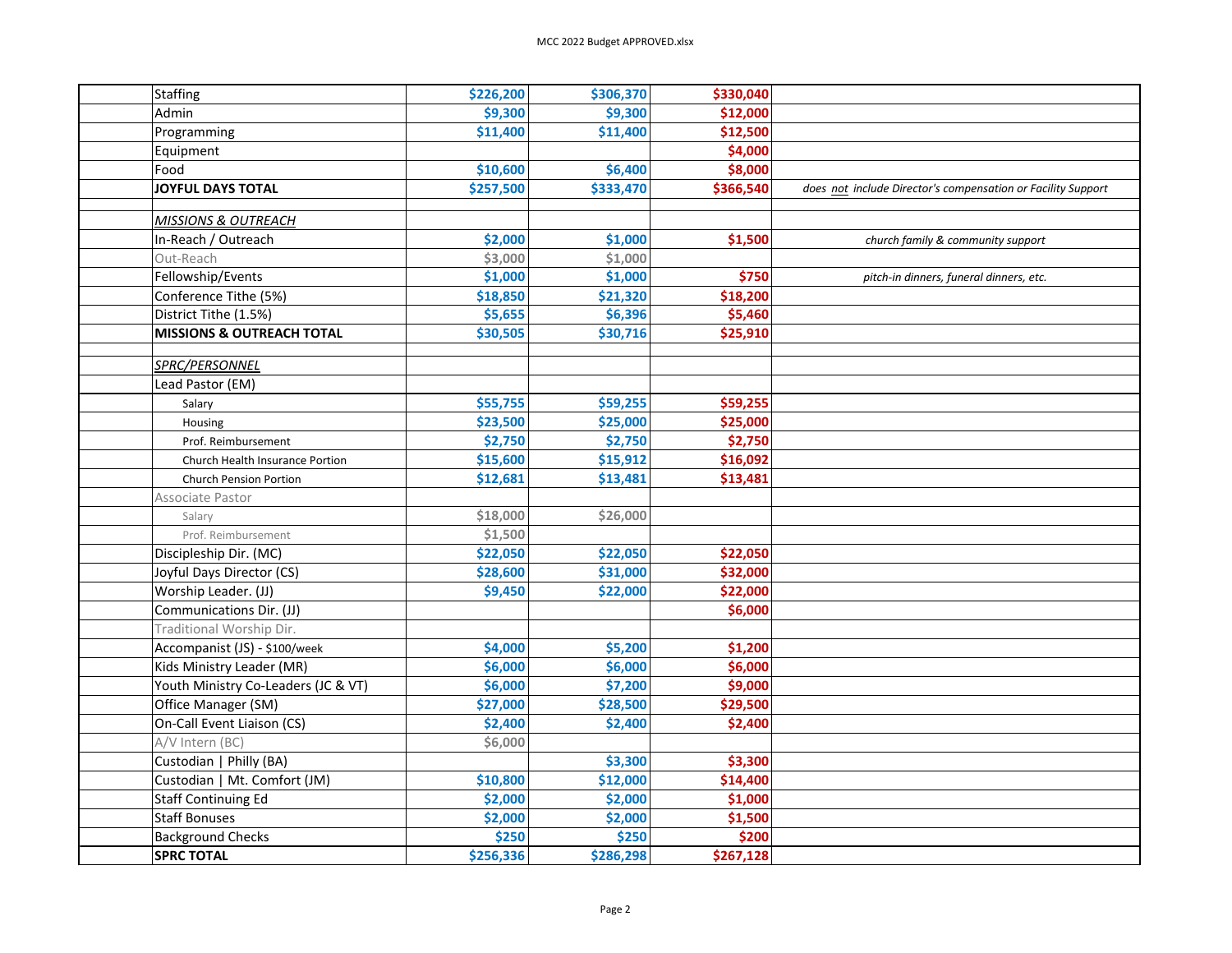| | | | | | |
|---|---|---|---|---|---|
| | Staffing | $226,200 | $306,370 | $330,040 | |
| | Admin | $9,300 | $9,300 | $12,000 | |
| | Programming | $11,400 | $11,400 | $12,500 | |
| | Equipment | | | $4,000 | |
| | Food | $10,600 | $6,400 | $8,000 | |
| | **JOYFUL DAYS TOTAL** | $257,500 | $333,470 | $366,540 | *does not include Director's compensation or Facility Support* |
| | | | | | |
| | ***MISSIONS & OUTREACH*** | | | | |
| | In-Reach / Outreach | $2,000 | $1,000 | $1,500 | *church family & community support* |
| | Out-Reach | $3,000 | $1,000 | | |
| | Fellowship/Events | $1,000 | $1,000 | $750 | *pitch-in dinners, funeral dinners, etc.* |
| | Conference Tithe (5%) | $18,850 | $21,320 | $18,200 | |
| | District Tithe (1.5%) | $5,655 | $6,396 | $5,460 | |
| | **MISSIONS & OUTREACH TOTAL** | $30,505 | $30,716 | $25,910 | |
| | | | | | |
| | ***SPRC/PERSONNEL*** | | | | |
| | Lead Pastor (EM) | | | | |
| | Salary | $55,755 | $59,255 | $59,255 | |
| | Housing | $23,500 | $25,000 | $25,000 | |
| | Prof. Reimbursement | $2,750 | $2,750 | $2,750 | |
| | Church Health Insurance Portion | $15,600 | $15,912 | $16,092 | |
| | Church Pension Portion | $12,681 | $13,481 | $13,481 | |
| | Associate Pastor | | | | |
| | Salary | $18,000 | $26,000 | | |
| | Prof. Reimbursement | $1,500 | | | |
| | Discipleship Dir. (MC) | $22,050 | $22,050 | $22,050 | |
| | Joyful Days Director (CS) | $28,600 | $31,000 | $32,000 | |
| | Worship Leader. (JJ) | $9,450 | $22,000 | $22,000 | |
| | Communications Dir. (JJ) | | | $6,000 | |
| | Traditional Worship Dir. | | | | |
| | Accompanist (JS) - $100/week | $4,000 | $5,200 | $1,200 | |
| | Kids Ministry Leader (MR) | $6,000 | $6,000 | $6,000 | |
| | Youth Ministry Co-Leaders (JC & VT) | $6,000 | $7,200 | $9,000 | |
| | Office Manager (SM) | $27,000 | $28,500 | $29,500 | |
| | On-Call Event Liaison (CS) | $2,400 | $2,400 | $2,400 | |
| | A/V Intern (BC) | $6,000 | | | |
| | Custodian \| Philly (BA) | | $3,300 | $3,300 | |
| | Custodian \| Mt. Comfort (JM) | $10,800 | $12,000 | $14,400 | |
| | Staff Continuing Ed | $2,000 | $2,000 | $1,000 | |
| | Staff Bonuses | $2,000 | $2,000 | $1,500 | |
| | Background Checks | $250 | $250 | $200 | |
| | **SPRC TOTAL** | $256,336 | $286,298 | $267,128 | |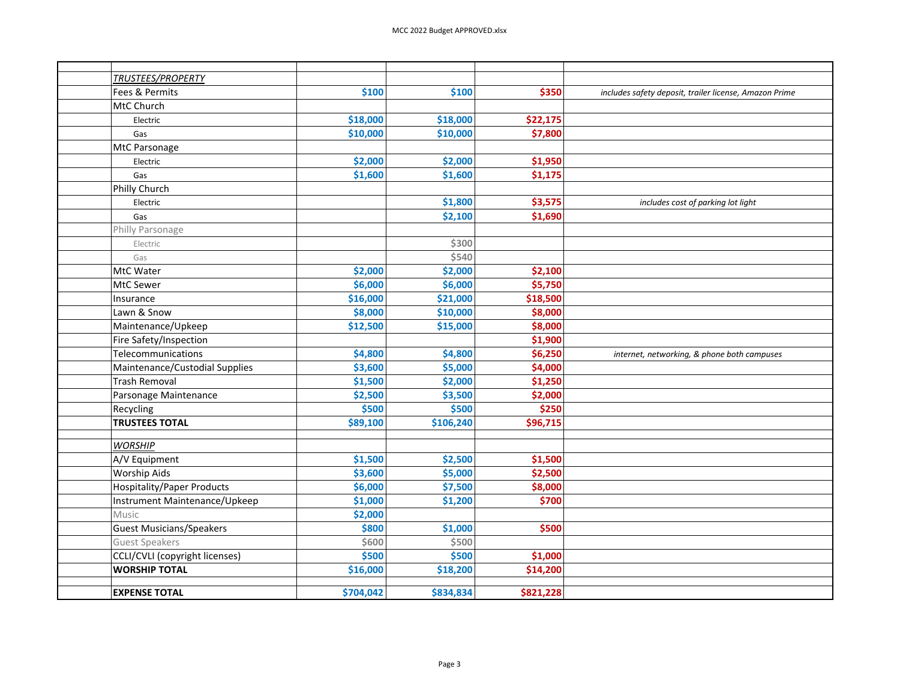| | | | | |
|---|---|---|---|---|
| *TRUSTEES/PROPERTY* | | | | |
| Fees & Permits | $100 | $100 | $350 | *includes safety deposit, trailer license, Amazon Prime* |
| MtC Church | | | | |
| Electric | $18,000 | $18,000 | $22,175 | |
| Gas | $10,000 | $10,000 | $7,800 | |
| MtC Parsonage | | | | |
| Electric | $2,000 | $2,000 | $1,950 | |
| Gas | $1,600 | $1,600 | $1,175 | |
| Philly Church | | | | |
| Electric | | $1,800 | $3,575 | *includes cost of parking lot light* |
| Gas | | $2,100 | $1,690 | |
| Philly Parsonage | | | | |
| Electric | | $300 | | |
| Gas | | $540 | | |
| MtC Water | $2,000 | $2,000 | $2,100 | |
| MtC Sewer | $6,000 | $6,000 | $5,750 | |
| Insurance | $16,000 | $21,000 | $18,500 | |
| Lawn & Snow | $8,000 | $10,000 | $8,000 | |
| Maintenance/Upkeep | $12,500 | $15,000 | $8,000 | |
| Fire Safety/Inspection | | | $1,900 | |
| Telecommunications | $4,800 | $4,800 | $6,250 | *internet, networking, & phone both campuses* |
| Maintenance/Custodial Supplies | $3,600 | $5,000 | $4,000 | |
| Trash Removal | $1,500 | $2,000 | $1,250 | |
| Parsonage Maintenance | $2,500 | $3,500 | $2,000 | |
| Recycling | $500 | $500 | $250 | |
| **TRUSTEES TOTAL** | **$89,100** | **$106,240** | **$96,715** | |
| | | | | |
| *WORSHIP* | | | | |
| A/V Equipment | $1,500 | $2,500 | $1,500 | |
| Worship Aids | $3,600 | $5,000 | $2,500 | |
| Hospitality/Paper Products | $6,000 | $7,500 | $8,000 | |
| Instrument Maintenance/Upkeep | $1,000 | $1,200 | $700 | |
| Music | $2,000 | | | |
| Guest Musicians/Speakers | $800 | $1,000 | $500 | |
| Guest Speakers | $600 | $500 | | |
| CCLI/CVLI (copyright licenses) | $500 | $500 | $1,000 | |
| **WORSHIP TOTAL** | **$16,000** | **$18,200** | **$14,200** | |
| | | | | |
| **EXPENSE TOTAL** | **$704,042** | **$834,834** | **$821,228** | |